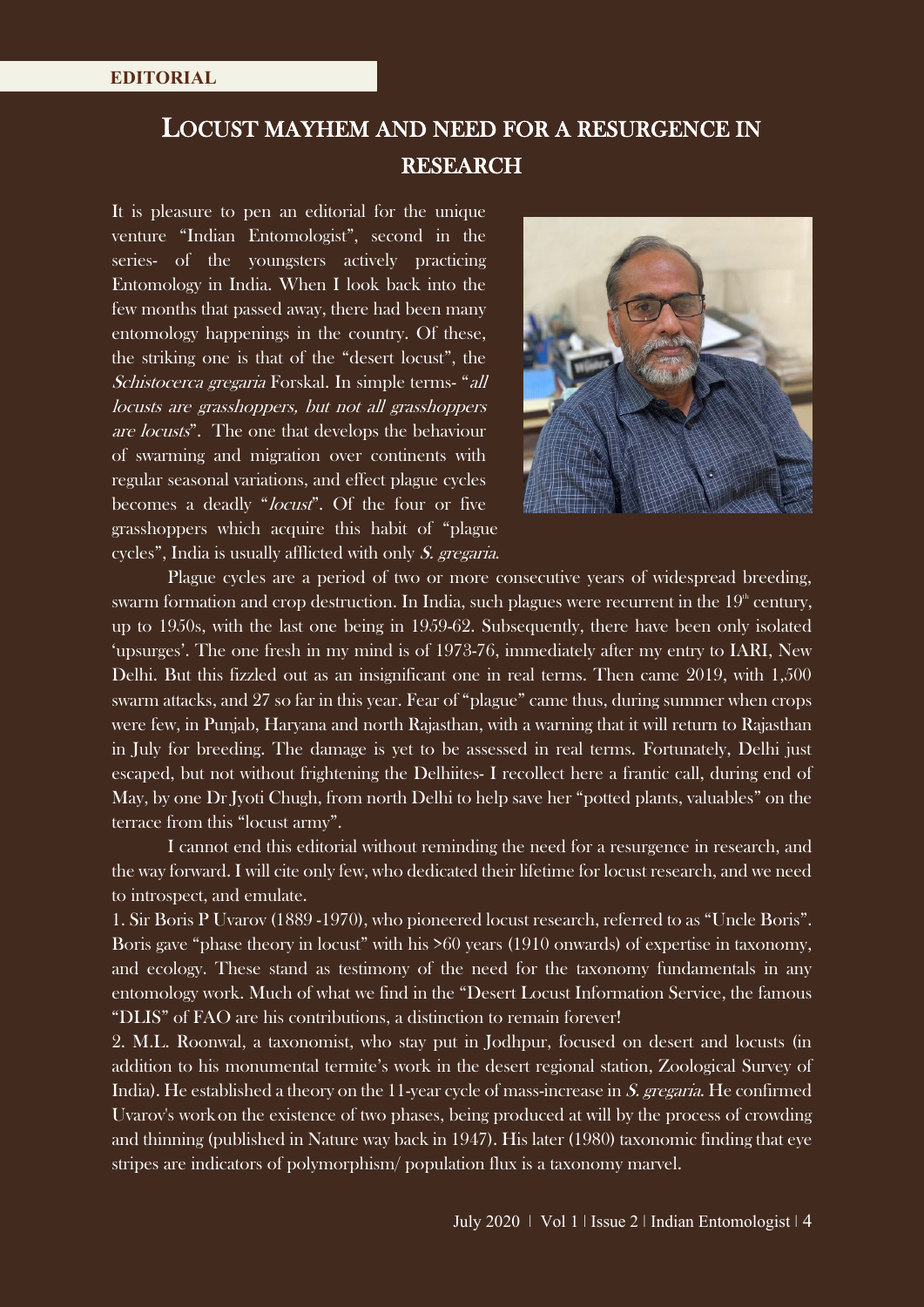**EDITORIAL**

# LOCUST MAYHEM AND NEED FOR A RESURGENCE IN RESEARCH

It is pleasure to pen an editorial for the unique venture "Indian Entomologist", second in the series- of the youngsters actively practicing Entomology in India. When I look back into the few months that passed away, there had been many entomology happenings in the country. Of these, the striking one is that of the "desert locust", the *Schistocerca gregaria* Forskal. In simple terms- "*all locusts are grasshoppers, but not all grasshoppers are locusts*". The one that develops the behaviour of swarming and migration over continents with regular seasonal variations, and effect plague cycles becomes a deadly "*locust*". Of the four or five grasshoppers which acquire this habit of "plague cycles", India is usually afflicted with only *S. gregaria*.

Plague cycles are a period of two or more consecutive years of widespread breeding, swarm formation and crop destruction. In India, such plagues were recurrent in the 19th century, up to 1950s, with the last one being in 1959-62. Subsequently, there have been only isolated 'upsurges'. The one fresh in my mind is of 1973-76, immediately after my entry to IARI, New Delhi. But this fizzled out as an insignificant one in real terms. Then came 2019, with 1,500 swarm attacks, and 27 so far in this year. Fear of "plague" came thus, during summer when crops were few, in Punjab, Haryana and north Rajasthan, with a warning that it will return to Rajasthan in July for breeding. The damage is yet to be assessed in real terms. Fortunately, Delhi just escaped, but not without frightening the Delhiites- I recollect here a frantic call, during end of May, by one Dr Jyoti Chugh, from north Delhi to help save her "potted plants, valuables" on the terrace from this "locust army".

I cannot end this editorial without reminding the need for a resurgence in research, and the way forward. I will cite only few, who dedicated their lifetime for locust research, and we need to introspect, and emulate.

1. Sir Boris P Uvarov (1889 -1970), who pioneered locust research, referred to as "Uncle Boris". Boris gave "phase theory in locust" with his >60 years (1910 onwards) of expertise in taxonomy, and ecology. These stand as testimony of the need for the taxonomy fundamentals in any entomology work. Much of what we find in the "Desert Locust Information Service, the famous "DLIS" of FAO are his contributions, a distinction to remain forever!
2. M.L. Roonwal, a taxonomist, who stay put in Jodhpur, focused on desert and locusts (in addition to his monumental termite's work in the desert regional station, Zoological Survey of India). He established a theory on the 11-year cycle of mass-increase in *S. gregaria*. He confirmed Uvarov's work on the existence of two phases, being produced at will by the process of crowding and thinning (published in Nature way back in 1947). His later (1980) taxonomic finding that eye stripes are indicators of polymorphism/ population flux is a taxonomy marvel.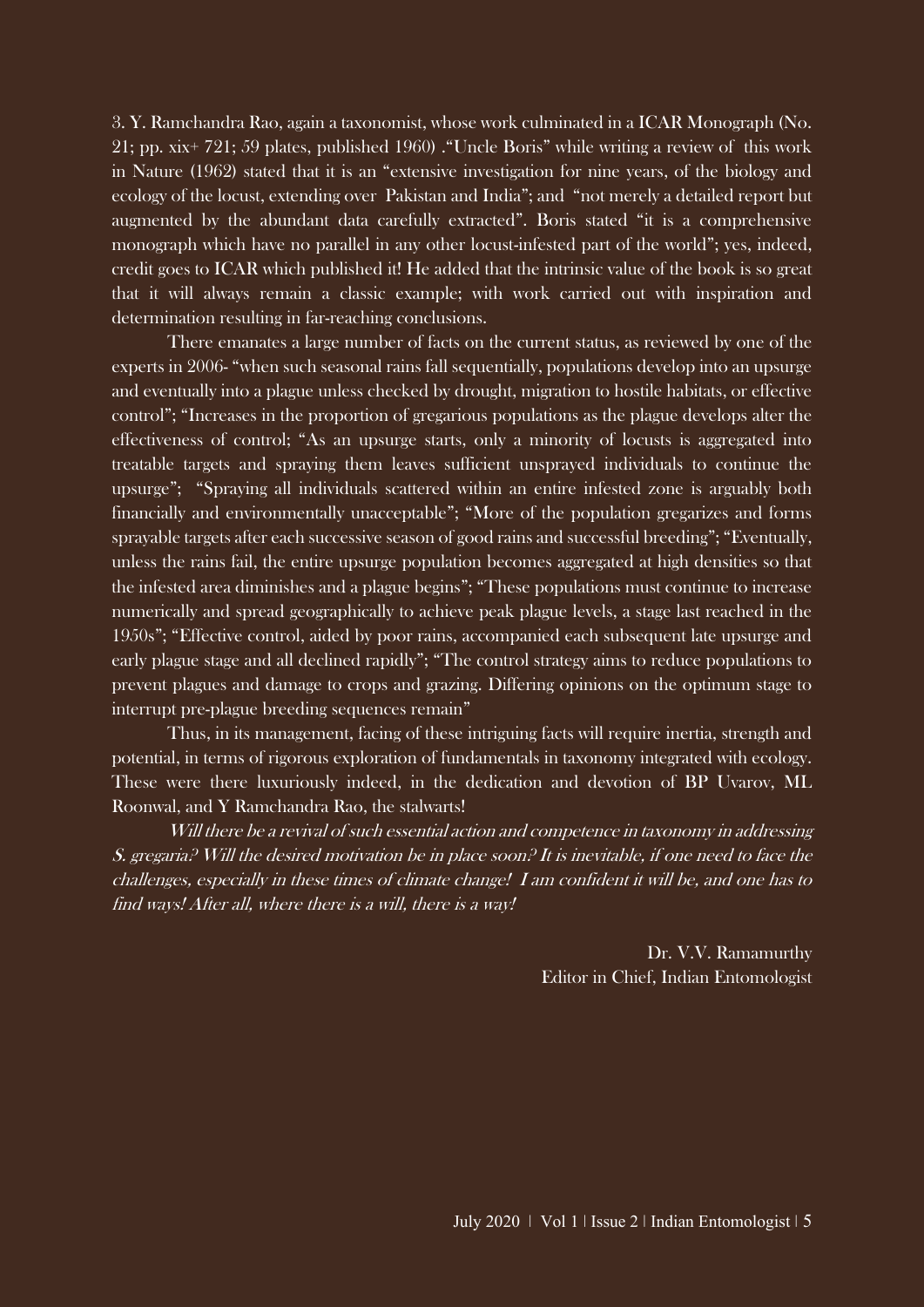3. Y. Ramchandra Rao, again a taxonomist, whose work culminated in a ICAR Monograph (No. 21; pp. xix+ 721; 59 plates, published 1960) ."Uncle Boris" while writing a review of this work in Nature (1962) stated that it is an "extensive investigation for nine years, of the biology and ecology of the locust, extending over Pakistan and India"; and "not merely a detailed report but augmented by the abundant data carefully extracted". Boris stated "it is a comprehensive monograph which have no parallel in any other locust-infested part of the world"; yes, indeed, credit goes to ICAR which published it! He added that the intrinsic value of the book is so great that it will always remain a classic example; with work carried out with inspiration and determination resulting in far-reaching conclusions.

There emanates a large number of facts on the current status, as reviewed by one of the experts in 2006- "when such seasonal rains fall sequentially, populations develop into an upsurge and eventually into a plague unless checked by drought, migration to hostile habitats, or effective control"; "Increases in the proportion of gregarious populations as the plague develops alter the effectiveness of control; "As an upsurge starts, only a minority of locusts is aggregated into treatable targets and spraying them leaves sufficient unsprayed individuals to continue the upsurge"; "Spraying all individuals scattered within an entire infested zone is arguably both financially and environmentally unacceptable"; "More of the population gregarizes and forms sprayable targets after each successive season of good rains and successful breeding"; "Eventually, unless the rains fail, the entire upsurge population becomes aggregated at high densities so that the infested area diminishes and a plague begins"; "These populations must continue to increase numerically and spread geographically to achieve peak plague levels, a stage last reached in the 1950s"; "Effective control, aided by poor rains, accompanied each subsequent late upsurge and early plague stage and all declined rapidly"; "The control strategy aims to reduce populations to prevent plagues and damage to crops and grazing. Differing opinions on the optimum stage to interrupt pre-plague breeding sequences remain"

Thus, in its management, facing of these intriguing facts will require inertia, strength and potential, in terms of rigorous exploration of fundamentals in taxonomy integrated with ecology. These were there luxuriously indeed, in the dedication and devotion of BP Uvarov, ML Roonwal, and Y Ramchandra Rao, the stalwarts!

*Will there be a revival of such essential action and competence in taxonomy in addressing S. gregaria? Will the desired motivation be in place soon? It is inevitable, if one need to face the challenges, especially in these times of climate change! I am confident it will be, and one has to find ways! After all, where there is a will, there is a way!*

Dr. V.V. Ramamurthy
Editor in Chief, Indian Entomologist